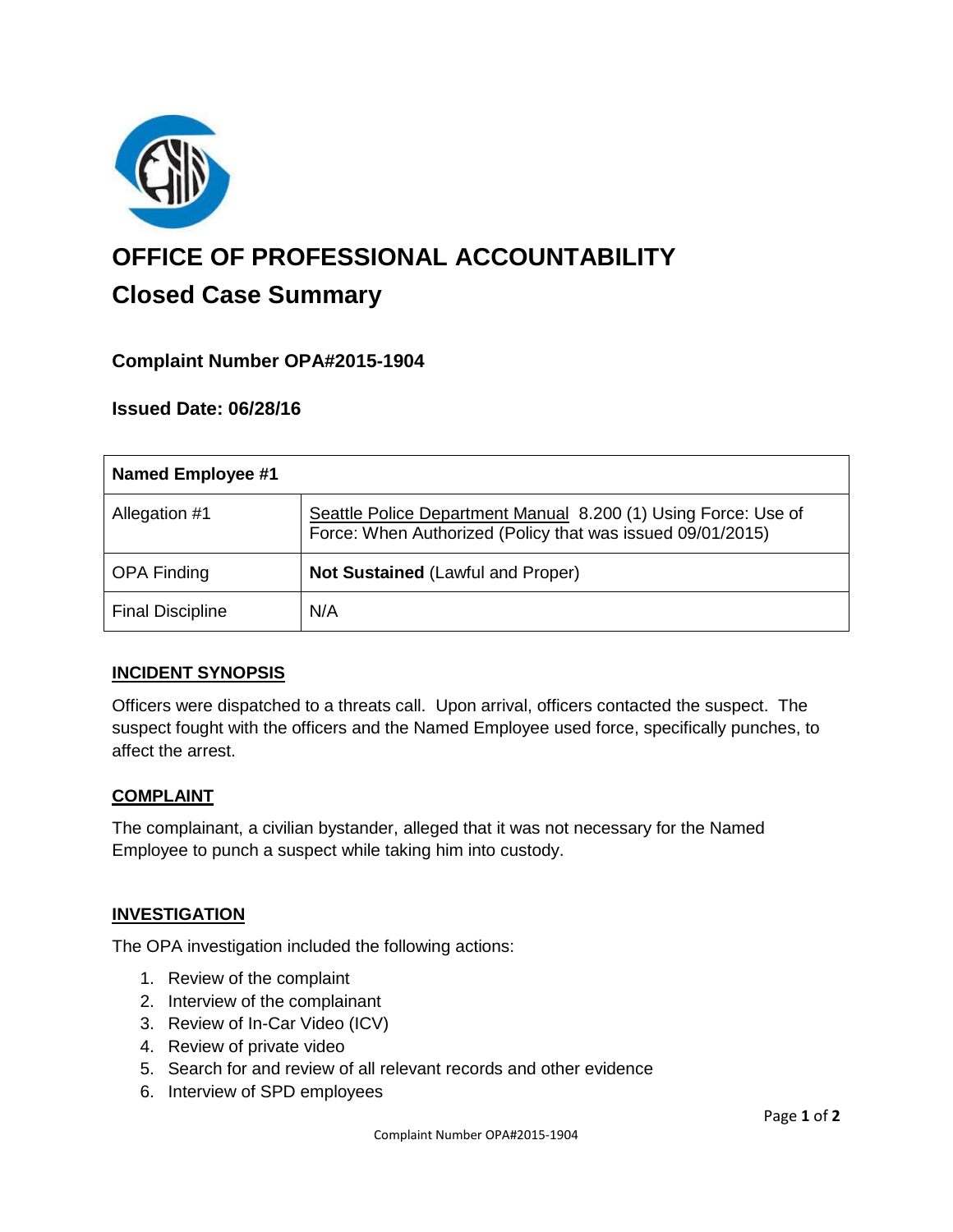# OFFICE OF PROFESSIONAL ACCOUNTABILITY

## Closed Case Summary

### Complaint Number OPA#2015-1904

### Issued Date: 06/28/16

| **Named Employee #1** | |
|---|---|
| Allegation #1 | Seattle Police Department Manual 8.200 (1) Using Force: Use of Force: When Authorized (Policy that was issued 09/01/2015) |
| OPA Finding | **Not Sustained** (Lawful and Proper) |
| Final Discipline | N/A |

**INCIDENT SYNOPSIS**

Officers were dispatched to a threats call. Upon arrival, officers contacted the suspect. The suspect fought with the officers and the Named Employee used force, specifically punches, to affect the arrest.

**COMPLAINT**

The complainant, a civilian bystander, alleged that it was not necessary for the Named Employee to punch a suspect while taking him into custody.

**INVESTIGATION**

The OPA investigation included the following actions:

1. Review of the complaint
2. Interview of the complainant
3. Review of In-Car Video (ICV)
4. Review of private video
5. Search for and review of all relevant records and other evidence
6. Interview of SPD employees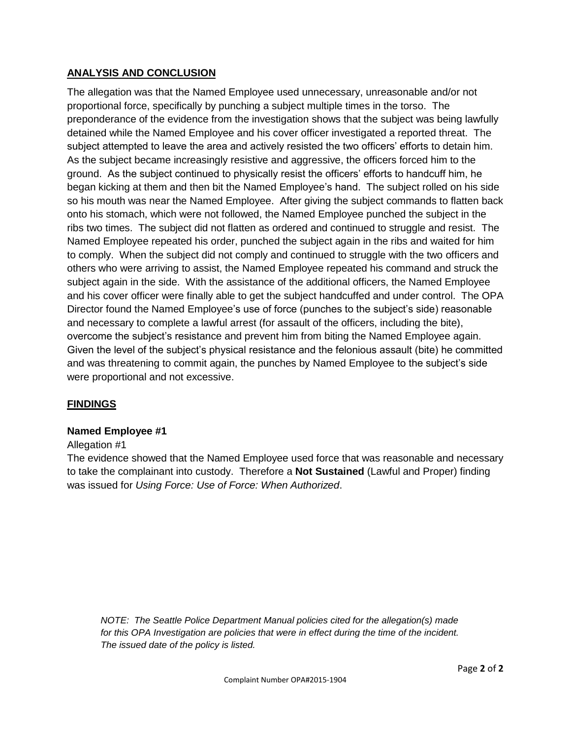## ANALYSIS AND CONCLUSION

The allegation was that the Named Employee used unnecessary, unreasonable and/or not proportional force, specifically by punching a subject multiple times in the torso. The preponderance of the evidence from the investigation shows that the subject was being lawfully detained while the Named Employee and his cover officer investigated a reported threat. The subject attempted to leave the area and actively resisted the two officers' efforts to detain him. As the subject became increasingly resistive and aggressive, the officers forced him to the ground. As the subject continued to physically resist the officers' efforts to handcuff him, he began kicking at them and then bit the Named Employee's hand. The subject rolled on his side so his mouth was near the Named Employee. After giving the subject commands to flatten back onto his stomach, which were not followed, the Named Employee punched the subject in the ribs two times. The subject did not flatten as ordered and continued to struggle and resist. The Named Employee repeated his order, punched the subject again in the ribs and waited for him to comply. When the subject did not comply and continued to struggle with the two officers and others who were arriving to assist, the Named Employee repeated his command and struck the subject again in the side. With the assistance of the additional officers, the Named Employee and his cover officer were finally able to get the subject handcuffed and under control. The OPA Director found the Named Employee's use of force (punches to the subject's side) reasonable and necessary to complete a lawful arrest (for assault of the officers, including the bite), overcome the subject's resistance and prevent him from biting the Named Employee again. Given the level of the subject's physical resistance and the felonious assault (bite) he committed and was threatening to commit again, the punches by Named Employee to the subject's side were proportional and not excessive.

## FINDINGS

### Named Employee #1

Allegation #1

The evidence showed that the Named Employee used force that was reasonable and necessary to take the complainant into custody. Therefore a **Not Sustained** (Lawful and Proper) finding was issued for *Using Force: Use of Force: When Authorized*.

*NOTE: The Seattle Police Department Manual policies cited for the allegation(s) made for this OPA Investigation are policies that were in effect during the time of the incident. The issued date of the policy is listed.*

Complaint Number OPA#2015-1904